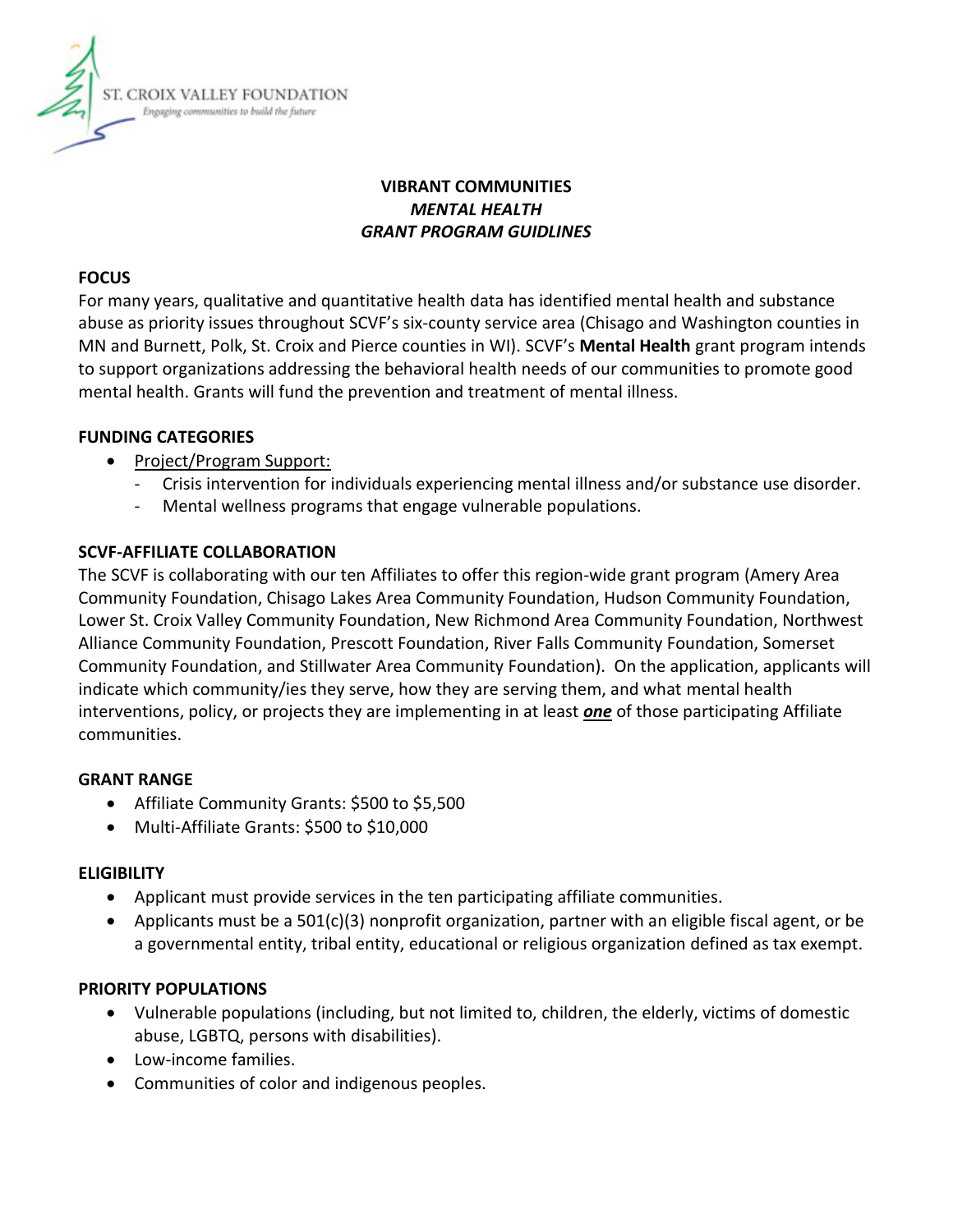ST. CROIX VALLEY FOUNDATION
*Engaging communities to build the future*

# VIBRANT COMMUNITIES
## *MENTAL HEALTH*
## *GRANT PROGRAM GUIDELINES*

### FOCUS

For many years, qualitative and quantitative health data has identified mental health and substance abuse as priority issues throughout SCVF's six-county service area (Chisago and Washington counties in MN and Burnett, Polk, St. Croix and Pierce counties in WI). SCVF's **Mental Health** grant program intends to support organizations addressing the behavioral health needs of our communities to promote good mental health. Grants will fund the prevention and treatment of mental illness.

### FUNDING CATEGORIES

- Project/Program Support:
  - Crisis intervention for individuals experiencing mental illness and/or substance use disorder.
  - Mental wellness programs that engage vulnerable populations.

### SCVF-AFFILIATE COLLABORATION

The SCVF is collaborating with our ten Affiliates to offer this region-wide grant program (Amery Area Community Foundation, Chisago Lakes Area Community Foundation, Hudson Community Foundation, Lower St. Croix Valley Community Foundation, New Richmond Area Community Foundation, Northwest Alliance Community Foundation, Prescott Foundation, River Falls Community Foundation, Somerset Community Foundation, and Stillwater Area Community Foundation). On the application, applicants will indicate which community/ies they serve, how they are serving them, and what mental health interventions, policy, or projects they are implementing in at least ***one*** of those participating Affiliate communities.

### GRANT RANGE

- Affiliate Community Grants: $500 to $5,500
- Multi-Affiliate Grants: $500 to $10,000

### ELIGIBILITY

- Applicant must provide services in the ten participating affiliate communities.
- Applicants must be a 501(c)(3) nonprofit organization, partner with an eligible fiscal agent, or be a governmental entity, tribal entity, educational or religious organization defined as tax exempt.

### PRIORITY POPULATIONS

- Vulnerable populations (including, but not limited to, children, the elderly, victims of domestic abuse, LGBTQ, persons with disabilities).
- Low-income families.
- Communities of color and indigenous peoples.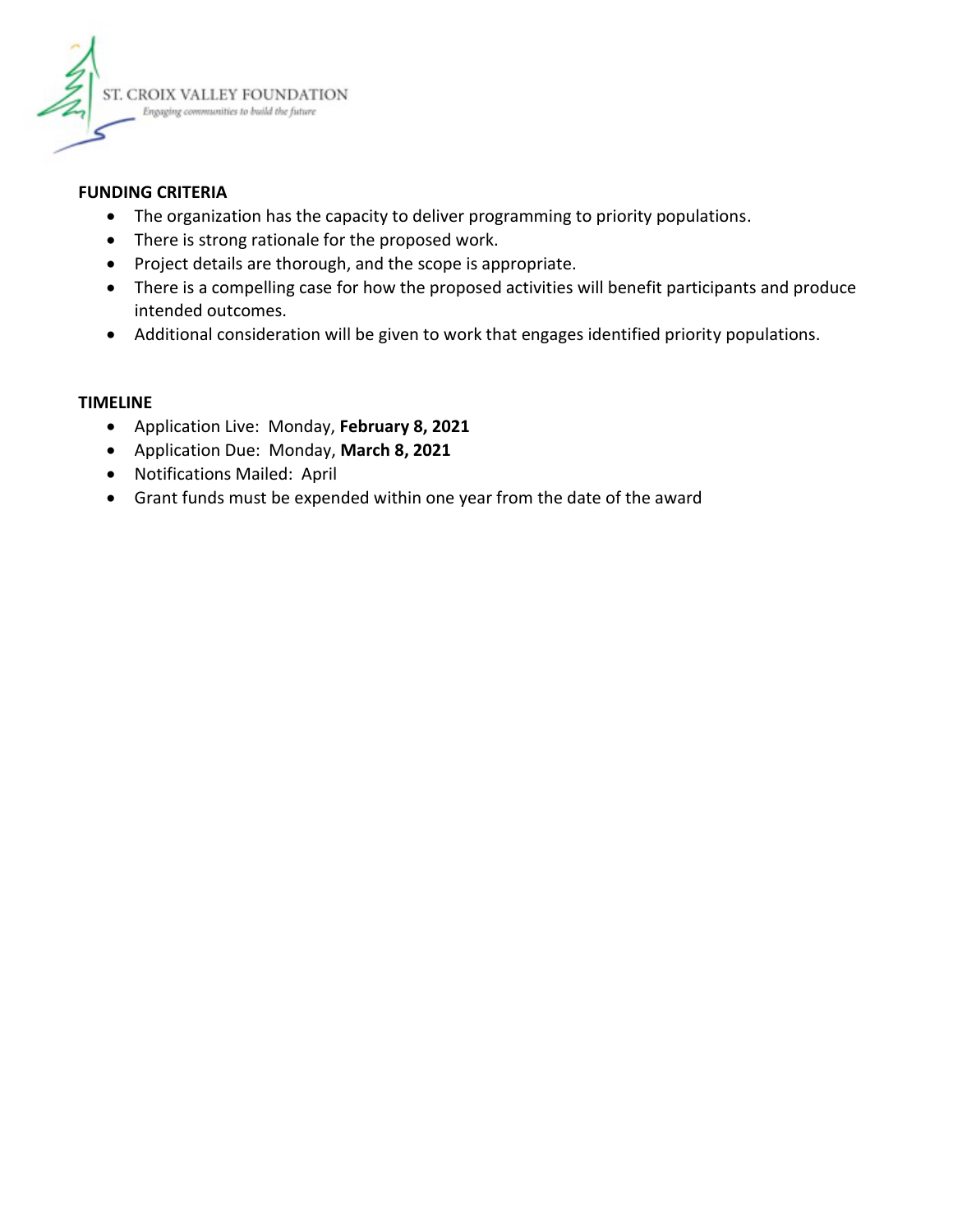**FUNDING CRITERIA**

- The organization has the capacity to deliver programming to priority populations.
- There is strong rationale for the proposed work.
- Project details are thorough, and the scope is appropriate.
- There is a compelling case for how the proposed activities will benefit participants and produce intended outcomes.
- Additional consideration will be given to work that engages identified priority populations.

**TIMELINE**

- Application Live: Monday, **February 8, 2021**
- Application Due: Monday, **March 8, 2021**
- Notifications Mailed: April
- Grant funds must be expended within one year from the date of the award